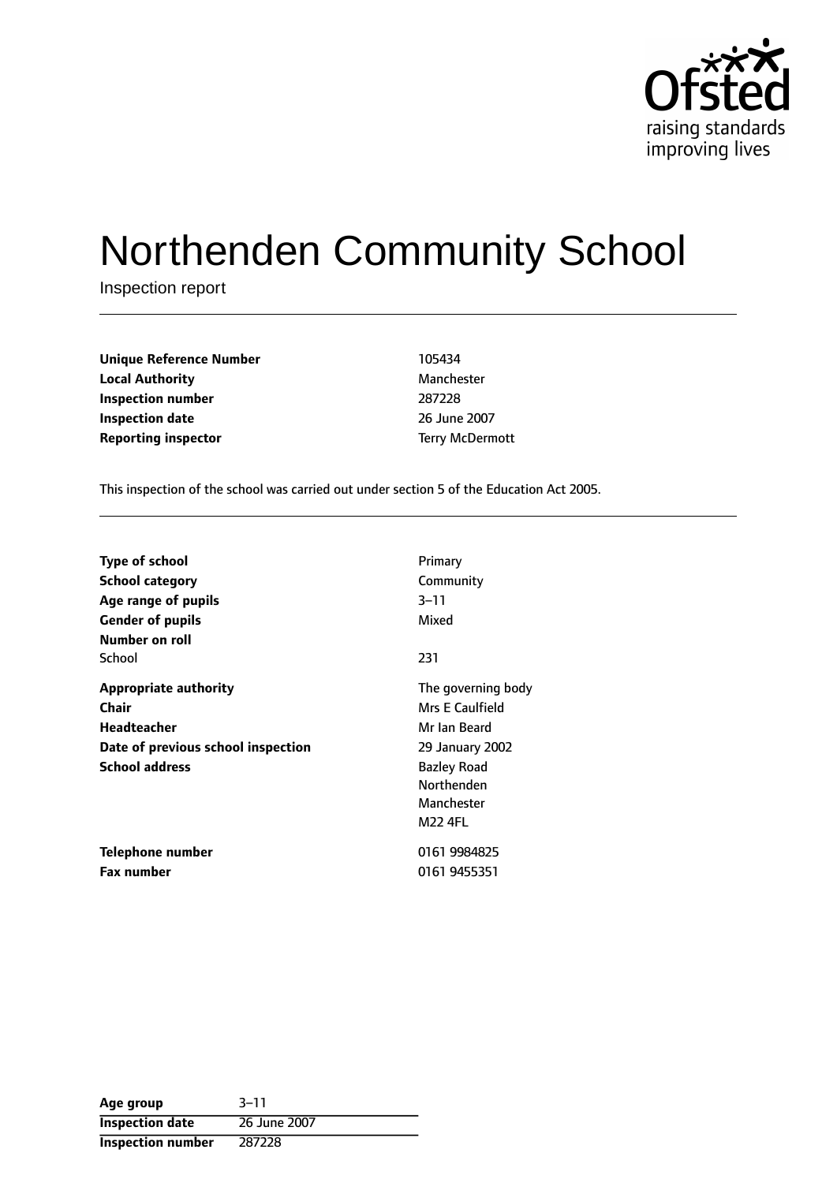Ofsted
raising standards
improving lives

# Northenden Community School

Inspection report

| | |
|---|---|
| **Unique Reference Number** | 105434 |
| **Local Authority** | Manchester |
| **Inspection number** | 287228 |
| **Inspection date** | 26 June 2007 |
| **Reporting inspector** | Terry McDermott |

This inspection of the school was carried out under section 5 of the Education Act 2005.

| | |
|---|---|
| **Type of school** | Primary |
| **School category** | Community |
| **Age range of pupils** | 3–11 |
| **Gender of pupils** | Mixed |
| **Number on roll** | |
| School | 231 |
| **Appropriate authority** | The governing body |
| **Chair** | Mrs E Caulfield |
| **Headteacher** | Mr Ian Beard |
| **Date of previous school inspection** | 29 January 2002 |
| **School address** | Bazley Road<br>Northenden<br>Manchester<br>M22 4FL |
| **Telephone number** | 0161 9984825 |
| **Fax number** | 0161 9455351 |

| | |
|---|---|
| **Age group** | 3–11 |
| **Inspection date** | 26 June 2007 |
| **Inspection number** | 287228 |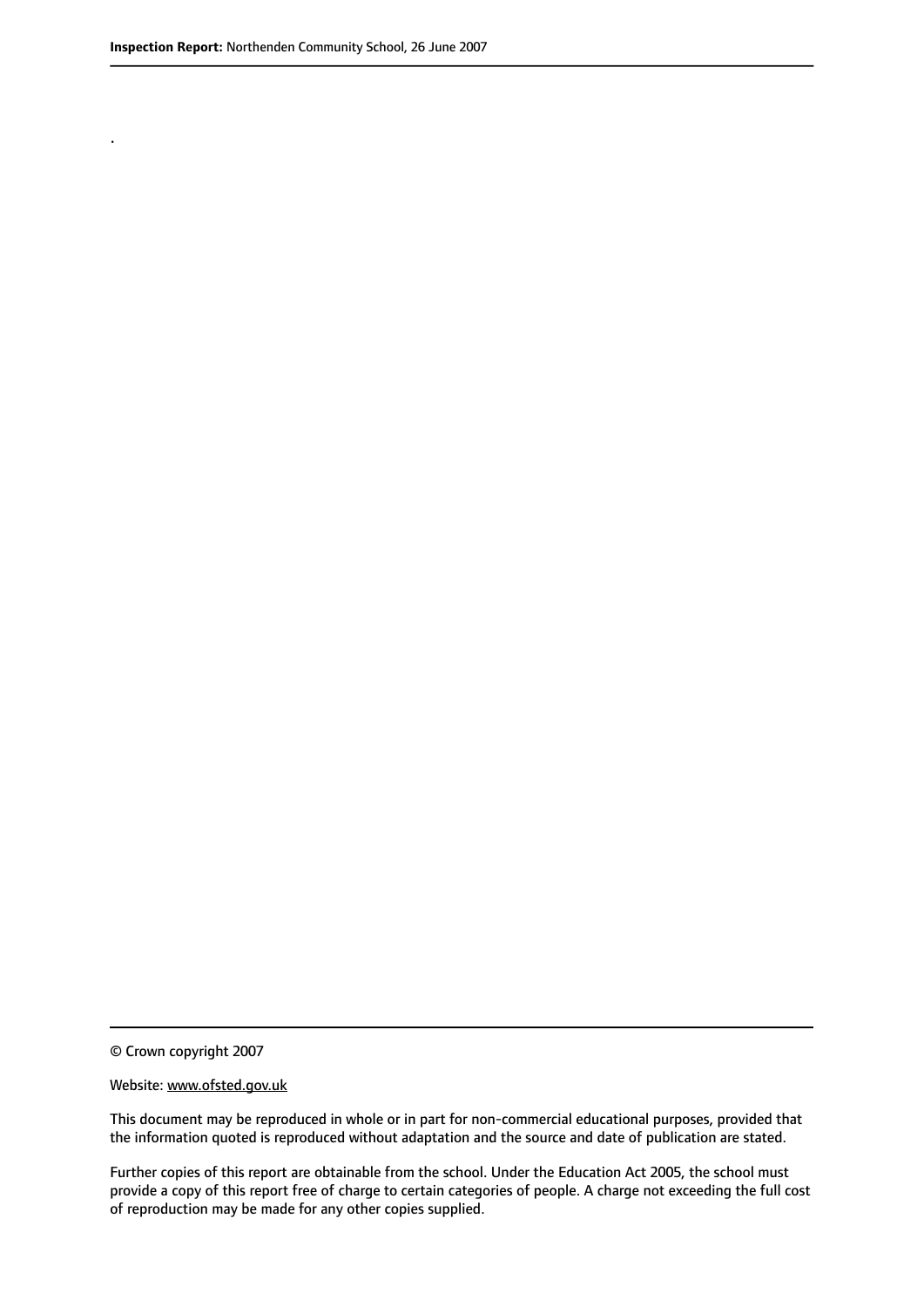.

© Crown copyright 2007

Website: www.ofsted.gov.uk

This document may be reproduced in whole or in part for non-commercial educational purposes, provided that the information quoted is reproduced without adaptation and the source and date of publication are stated.

Further copies of this report are obtainable from the school. Under the Education Act 2005, the school must provide a copy of this report free of charge to certain categories of people. A charge not exceeding the full cost of reproduction may be made for any other copies supplied.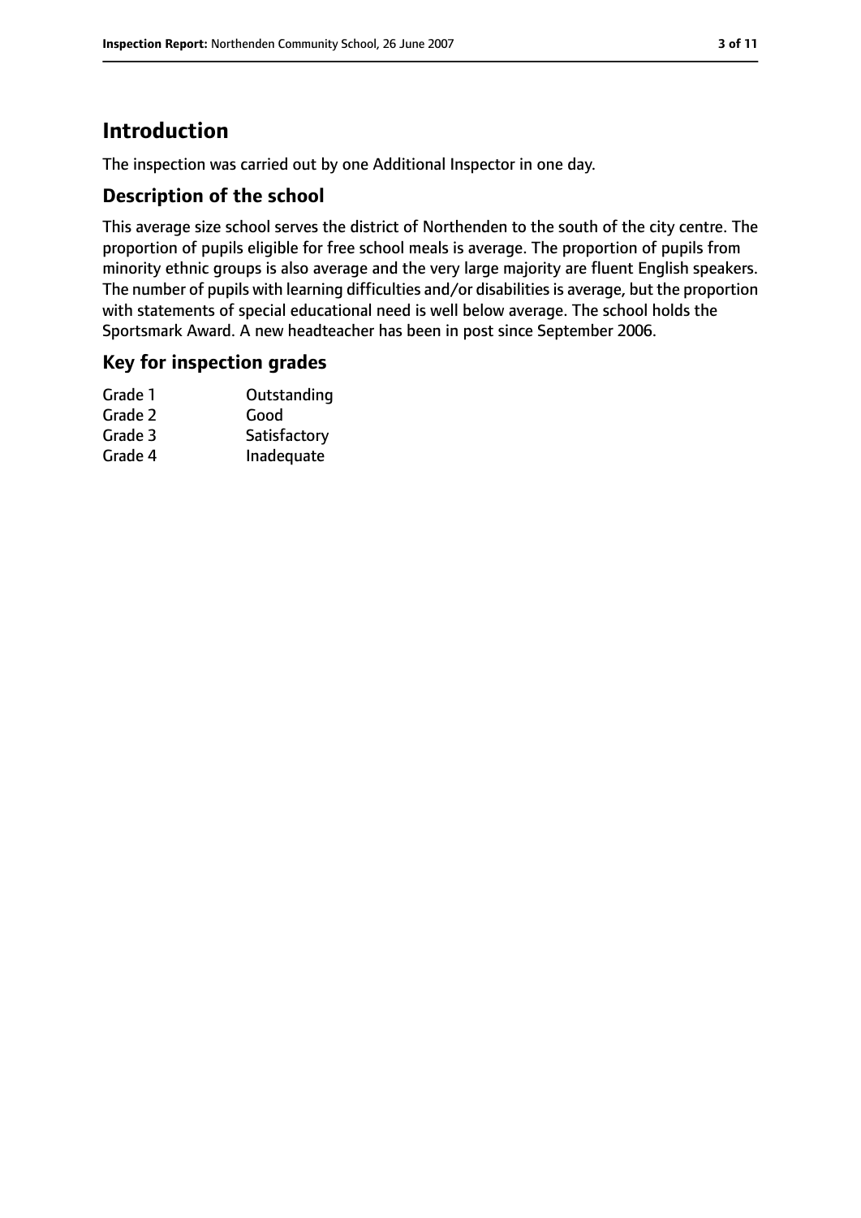# Introduction

The inspection was carried out by one Additional Inspector in one day.

## Description of the school

This average size school serves the district of Northenden to the south of the city centre. The proportion of pupils eligible for free school meals is average. The proportion of pupils from minority ethnic groups is also average and the very large majority are fluent English speakers. The number of pupils with learning difficulties and/or disabilities is average, but the proportion with statements of special educational need is well below average. The school holds the Sportsmark Award. A new headteacher has been in post since September 2006.

## Key for inspection grades

| | |
|---|---|
| Grade 1 | Outstanding |
| Grade 2 | Good |
| Grade 3 | Satisfactory |
| Grade 4 | Inadequate |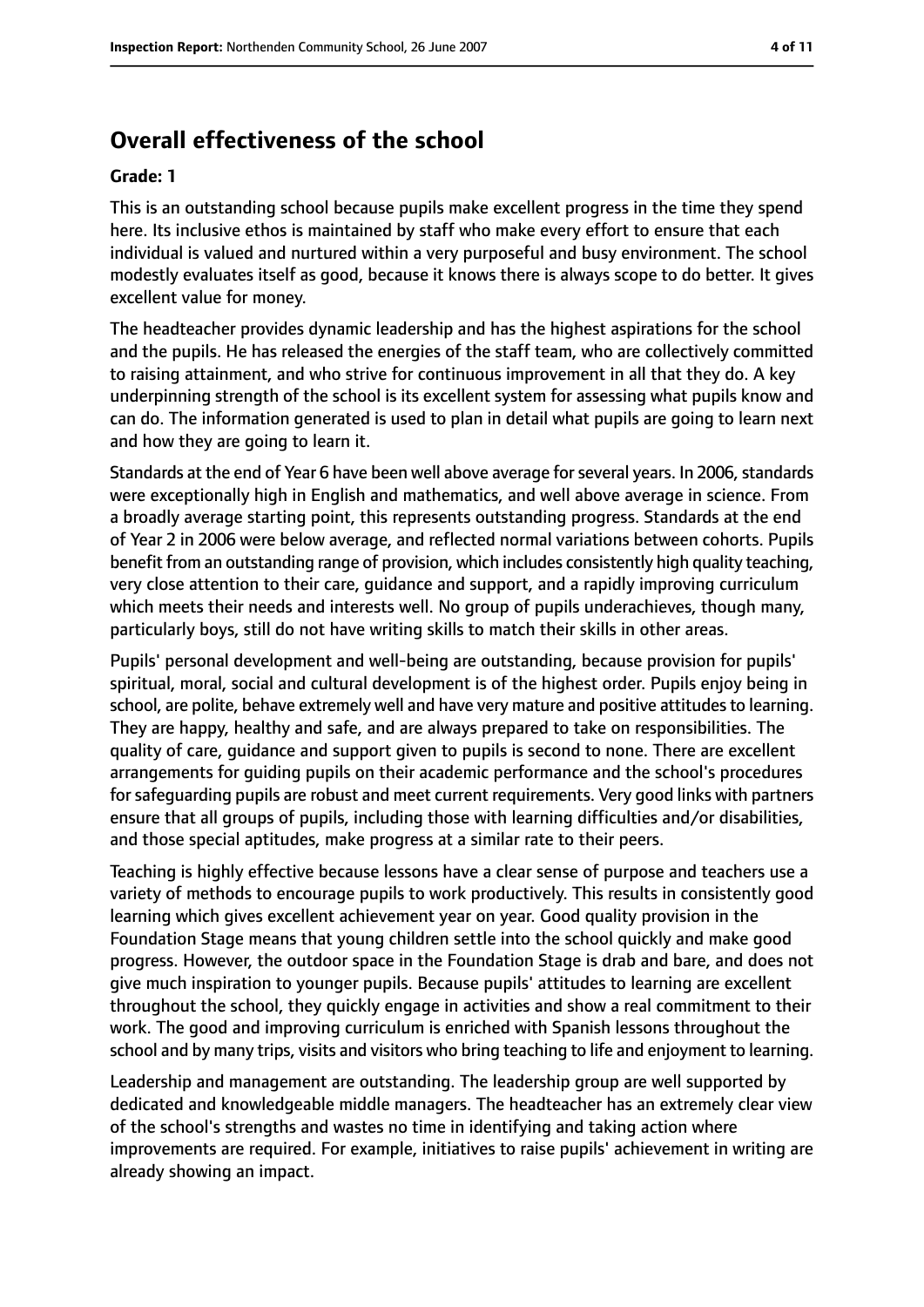## Overall effectiveness of the school

**Grade: 1**

This is an outstanding school because pupils make excellent progress in the time they spend here. Its inclusive ethos is maintained by staff who make every effort to ensure that each individual is valued and nurtured within a very purposeful and busy environment. The school modestly evaluates itself as good, because it knows there is always scope to do better. It gives excellent value for money.

The headteacher provides dynamic leadership and has the highest aspirations for the school and the pupils. He has released the energies of the staff team, who are collectively committed to raising attainment, and who strive for continuous improvement in all that they do. A key underpinning strength of the school is its excellent system for assessing what pupils know and can do. The information generated is used to plan in detail what pupils are going to learn next and how they are going to learn it.

Standards at the end of Year 6 have been well above average for several years. In 2006, standards were exceptionally high in English and mathematics, and well above average in science. From a broadly average starting point, this represents outstanding progress. Standards at the end of Year 2 in 2006 were below average, and reflected normal variations between cohorts. Pupils benefit from an outstanding range of provision, which includes consistently high quality teaching, very close attention to their care, guidance and support, and a rapidly improving curriculum which meets their needs and interests well. No group of pupils underachieves, though many, particularly boys, still do not have writing skills to match their skills in other areas.

Pupils' personal development and well-being are outstanding, because provision for pupils' spiritual, moral, social and cultural development is of the highest order. Pupils enjoy being in school, are polite, behave extremely well and have very mature and positive attitudes to learning. They are happy, healthy and safe, and are always prepared to take on responsibilities. The quality of care, guidance and support given to pupils is second to none. There are excellent arrangements for guiding pupils on their academic performance and the school's procedures for safeguarding pupils are robust and meet current requirements. Very good links with partners ensure that all groups of pupils, including those with learning difficulties and/or disabilities, and those special aptitudes, make progress at a similar rate to their peers.

Teaching is highly effective because lessons have a clear sense of purpose and teachers use a variety of methods to encourage pupils to work productively. This results in consistently good learning which gives excellent achievement year on year. Good quality provision in the Foundation Stage means that young children settle into the school quickly and make good progress. However, the outdoor space in the Foundation Stage is drab and bare, and does not give much inspiration to younger pupils. Because pupils' attitudes to learning are excellent throughout the school, they quickly engage in activities and show a real commitment to their work. The good and improving curriculum is enriched with Spanish lessons throughout the school and by many trips, visits and visitors who bring teaching to life and enjoyment to learning.

Leadership and management are outstanding. The leadership group are well supported by dedicated and knowledgeable middle managers. The headteacher has an extremely clear view of the school's strengths and wastes no time in identifying and taking action where improvements are required. For example, initiatives to raise pupils' achievement in writing are already showing an impact.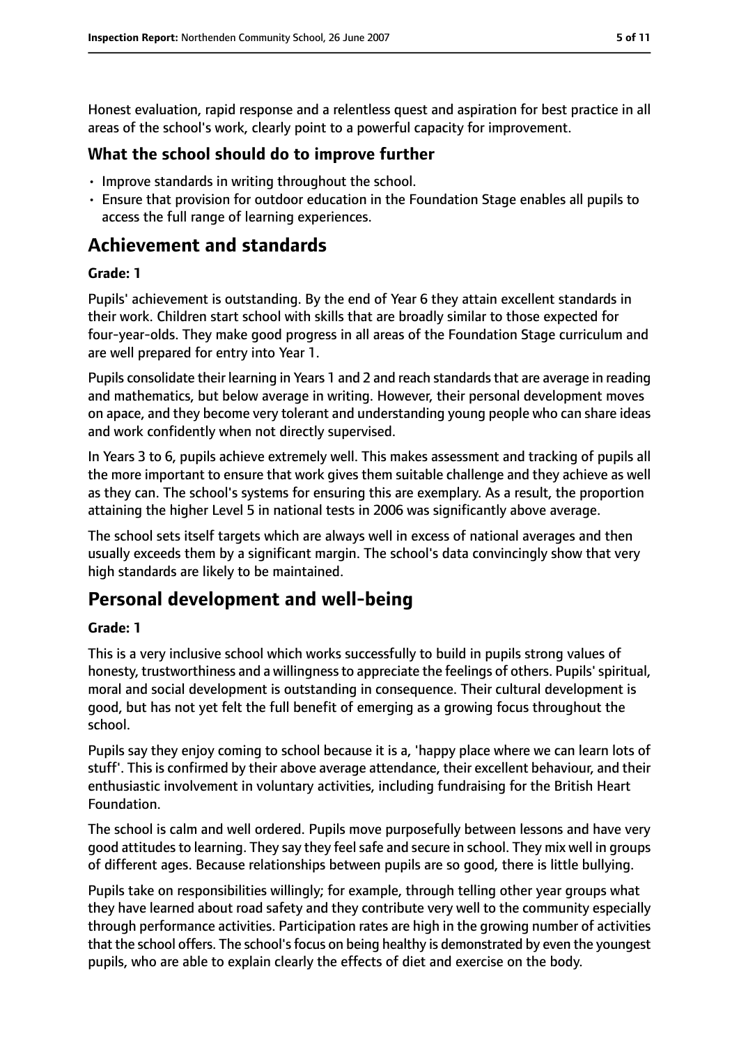Honest evaluation, rapid response and a relentless quest and aspiration for best practice in all areas of the school's work, clearly point to a powerful capacity for improvement.

### What the school should do to improve further

- Improve standards in writing throughout the school.
- Ensure that provision for outdoor education in the Foundation Stage enables all pupils to access the full range of learning experiences.

## Achievement and standards

**Grade: 1**

Pupils' achievement is outstanding. By the end of Year 6 they attain excellent standards in their work. Children start school with skills that are broadly similar to those expected for four-year-olds. They make good progress in all areas of the Foundation Stage curriculum and are well prepared for entry into Year 1.

Pupils consolidate their learning in Years 1 and 2 and reach standards that are average in reading and mathematics, but below average in writing. However, their personal development moves on apace, and they become very tolerant and understanding young people who can share ideas and work confidently when not directly supervised.

In Years 3 to 6, pupils achieve extremely well. This makes assessment and tracking of pupils all the more important to ensure that work gives them suitable challenge and they achieve as well as they can. The school's systems for ensuring this are exemplary. As a result, the proportion attaining the higher Level 5 in national tests in 2006 was significantly above average.

The school sets itself targets which are always well in excess of national averages and then usually exceeds them by a significant margin. The school's data convincingly show that very high standards are likely to be maintained.

## Personal development and well-being

**Grade: 1**

This is a very inclusive school which works successfully to build in pupils strong values of honesty, trustworthiness and a willingness to appreciate the feelings of others. Pupils' spiritual, moral and social development is outstanding in consequence. Their cultural development is good, but has not yet felt the full benefit of emerging as a growing focus throughout the school.

Pupils say they enjoy coming to school because it is a, 'happy place where we can learn lots of stuff'. This is confirmed by their above average attendance, their excellent behaviour, and their enthusiastic involvement in voluntary activities, including fundraising for the British Heart Foundation.

The school is calm and well ordered. Pupils move purposefully between lessons and have very good attitudes to learning. They say they feel safe and secure in school. They mix well in groups of different ages. Because relationships between pupils are so good, there is little bullying.

Pupils take on responsibilities willingly; for example, through telling other year groups what they have learned about road safety and they contribute very well to the community especially through performance activities. Participation rates are high in the growing number of activities that the school offers. The school's focus on being healthy is demonstrated by even the youngest pupils, who are able to explain clearly the effects of diet and exercise on the body.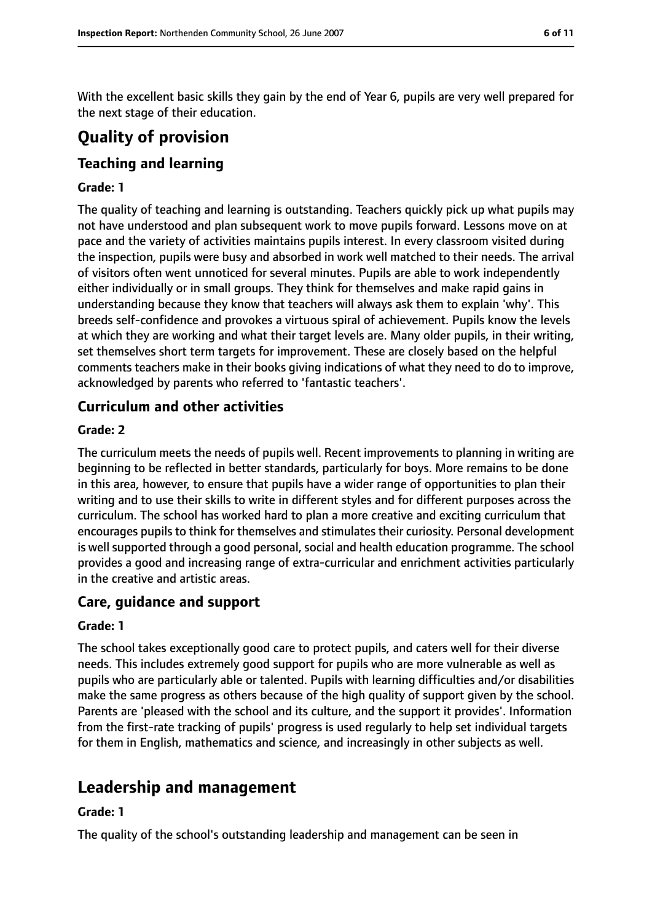With the excellent basic skills they gain by the end of Year 6, pupils are very well prepared for the next stage of their education.

# Quality of provision

## Teaching and learning

**Grade: 1**

The quality of teaching and learning is outstanding. Teachers quickly pick up what pupils may not have understood and plan subsequent work to move pupils forward. Lessons move on at pace and the variety of activities maintains pupils interest. In every classroom visited during the inspection, pupils were busy and absorbed in work well matched to their needs. The arrival of visitors often went unnoticed for several minutes. Pupils are able to work independently either individually or in small groups. They think for themselves and make rapid gains in understanding because they know that teachers will always ask them to explain 'why'. This breeds self-confidence and provokes a virtuous spiral of achievement. Pupils know the levels at which they are working and what their target levels are. Many older pupils, in their writing, set themselves short term targets for improvement. These are closely based on the helpful comments teachers make in their books giving indications of what they need to do to improve, acknowledged by parents who referred to 'fantastic teachers'.

## Curriculum and other activities

**Grade: 2**

The curriculum meets the needs of pupils well. Recent improvements to planning in writing are beginning to be reflected in better standards, particularly for boys. More remains to be done in this area, however, to ensure that pupils have a wider range of opportunities to plan their writing and to use their skills to write in different styles and for different purposes across the curriculum. The school has worked hard to plan a more creative and exciting curriculum that encourages pupils to think for themselves and stimulates their curiosity. Personal development is well supported through a good personal, social and health education programme. The school provides a good and increasing range of extra-curricular and enrichment activities particularly in the creative and artistic areas.

## Care, guidance and support

**Grade: 1**

The school takes exceptionally good care to protect pupils, and caters well for their diverse needs. This includes extremely good support for pupils who are more vulnerable as well as pupils who are particularly able or talented. Pupils with learning difficulties and/or disabilities make the same progress as others because of the high quality of support given by the school. Parents are 'pleased with the school and its culture, and the support it provides'. Information from the first-rate tracking of pupils' progress is used regularly to help set individual targets for them in English, mathematics and science, and increasingly in other subjects as well.

# Leadership and management

**Grade: 1**

The quality of the school's outstanding leadership and management can be seen in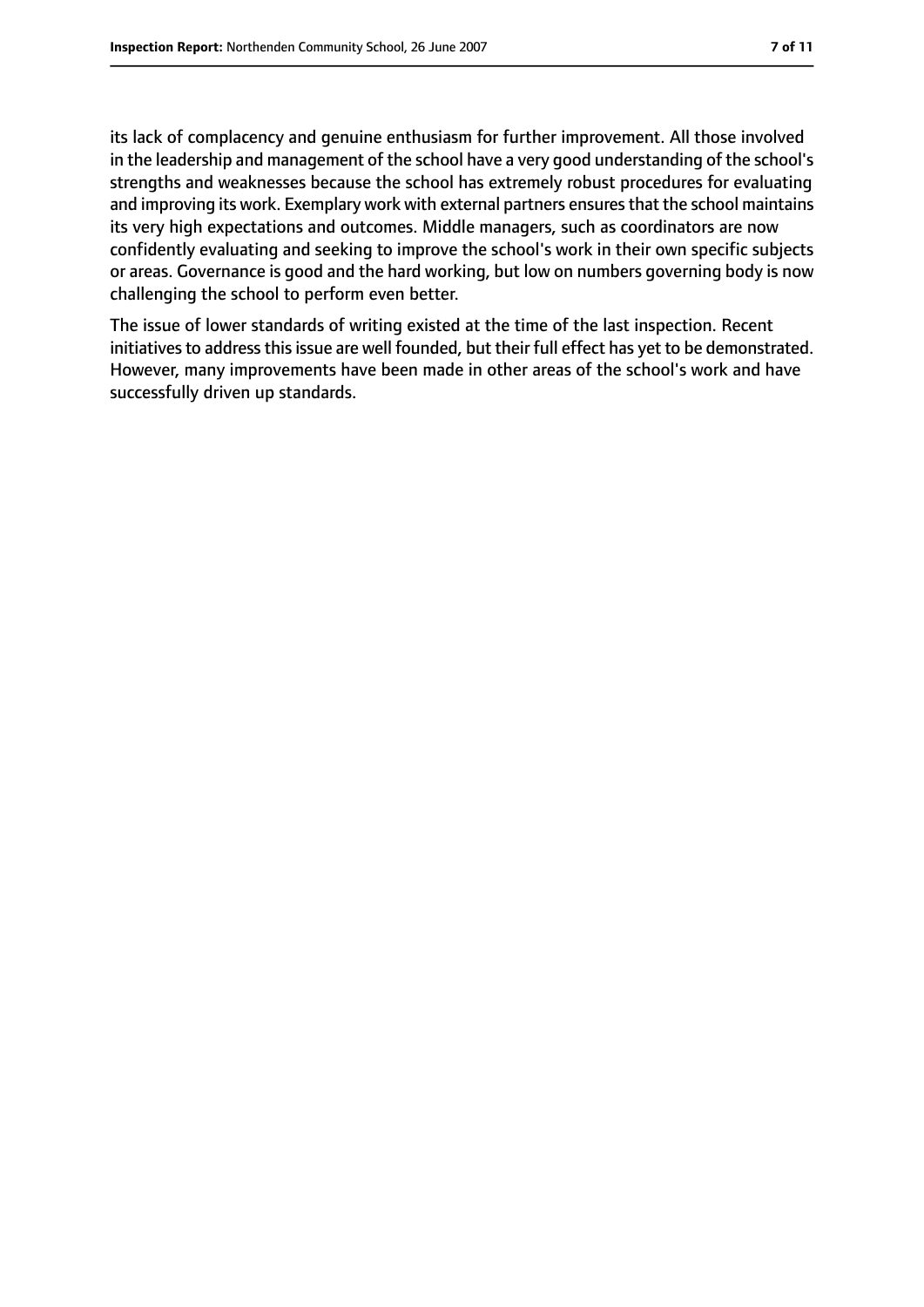its lack of complacency and genuine enthusiasm for further improvement. All those involved in the leadership and management of the school have a very good understanding of the school's strengths and weaknesses because the school has extremely robust procedures for evaluating and improving its work. Exemplary work with external partners ensures that the school maintains its very high expectations and outcomes. Middle managers, such as coordinators are now confidently evaluating and seeking to improve the school's work in their own specific subjects or areas. Governance is good and the hard working, but low on numbers governing body is now challenging the school to perform even better.

The issue of lower standards of writing existed at the time of the last inspection. Recent initiatives to address this issue are well founded, but their full effect has yet to be demonstrated. However, many improvements have been made in other areas of the school's work and have successfully driven up standards.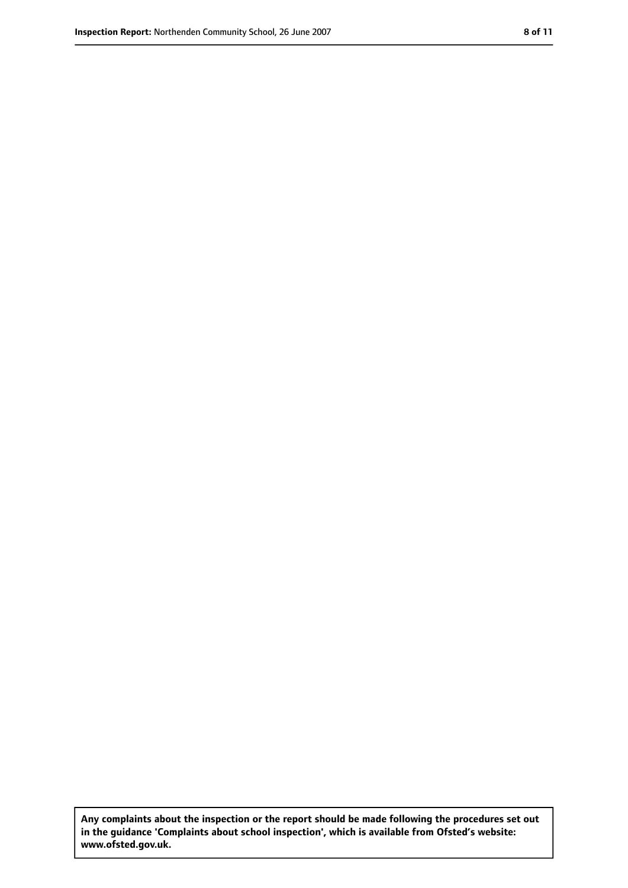**Any complaints about the inspection or the report should be made following the procedures set out in the guidance 'Complaints about school inspection', which is available from Ofsted's website: www.ofsted.gov.uk.**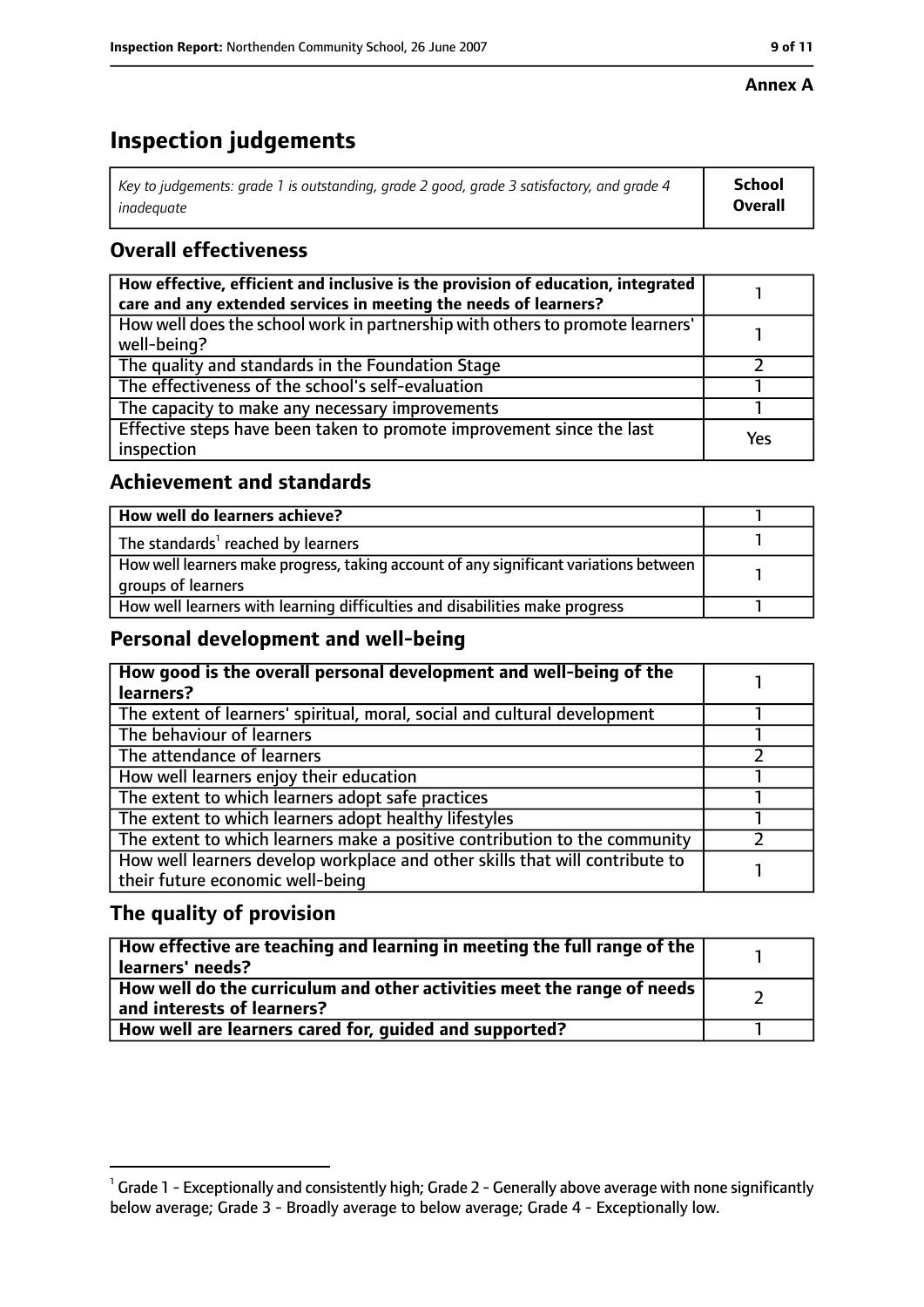**Annex A**

# Inspection judgements

| *Key to judgements: grade 1 is outstanding, grade 2 good, grade 3 satisfactory, and grade 4 inadequate* | **School Overall** |
|---|---|

## Overall effectiveness

| | |
|---|---|
| **How effective, efficient and inclusive is the provision of education, integrated care and any extended services in meeting the needs of learners?** | 1 |
| How well does the school work in partnership with others to promote learners' well-being? | 1 |
| The quality and standards in the Foundation Stage | 2 |
| The effectiveness of the school's self-evaluation | 1 |
| The capacity to make any necessary improvements | 1 |
| Effective steps have been taken to promote improvement since the last inspection | Yes |

## Achievement and standards

| | |
|---|---|
| **How well do learners achieve?** | 1 |
| The standards[1] reached by learners | 1 |
| How well learners make progress, taking account of any significant variations between groups of learners | 1 |
| How well learners with learning difficulties and disabilities make progress | 1 |

## Personal development and well-being

| | |
|---|---|
| **How good is the overall personal development and well-being of the learners?** | 1 |
| The extent of learners' spiritual, moral, social and cultural development | 1 |
| The behaviour of learners | 1 |
| The attendance of learners | 2 |
| How well learners enjoy their education | 1 |
| The extent to which learners adopt safe practices | 1 |
| The extent to which learners adopt healthy lifestyles | 1 |
| The extent to which learners make a positive contribution to the community | 2 |
| How well learners develop workplace and other skills that will contribute to their future economic well-being | 1 |

## The quality of provision

| | |
|---|---|
| **How effective are teaching and learning in meeting the full range of the learners' needs?** | 1 |
| **How well do the curriculum and other activities meet the range of needs and interests of learners?** | 2 |
| **How well are learners cared for, guided and supported?** | 1 |

[1] Grade 1 - Exceptionally and consistently high; Grade 2 - Generally above average with none significantly below average; Grade 3 - Broadly average to below average; Grade 4 - Exceptionally low.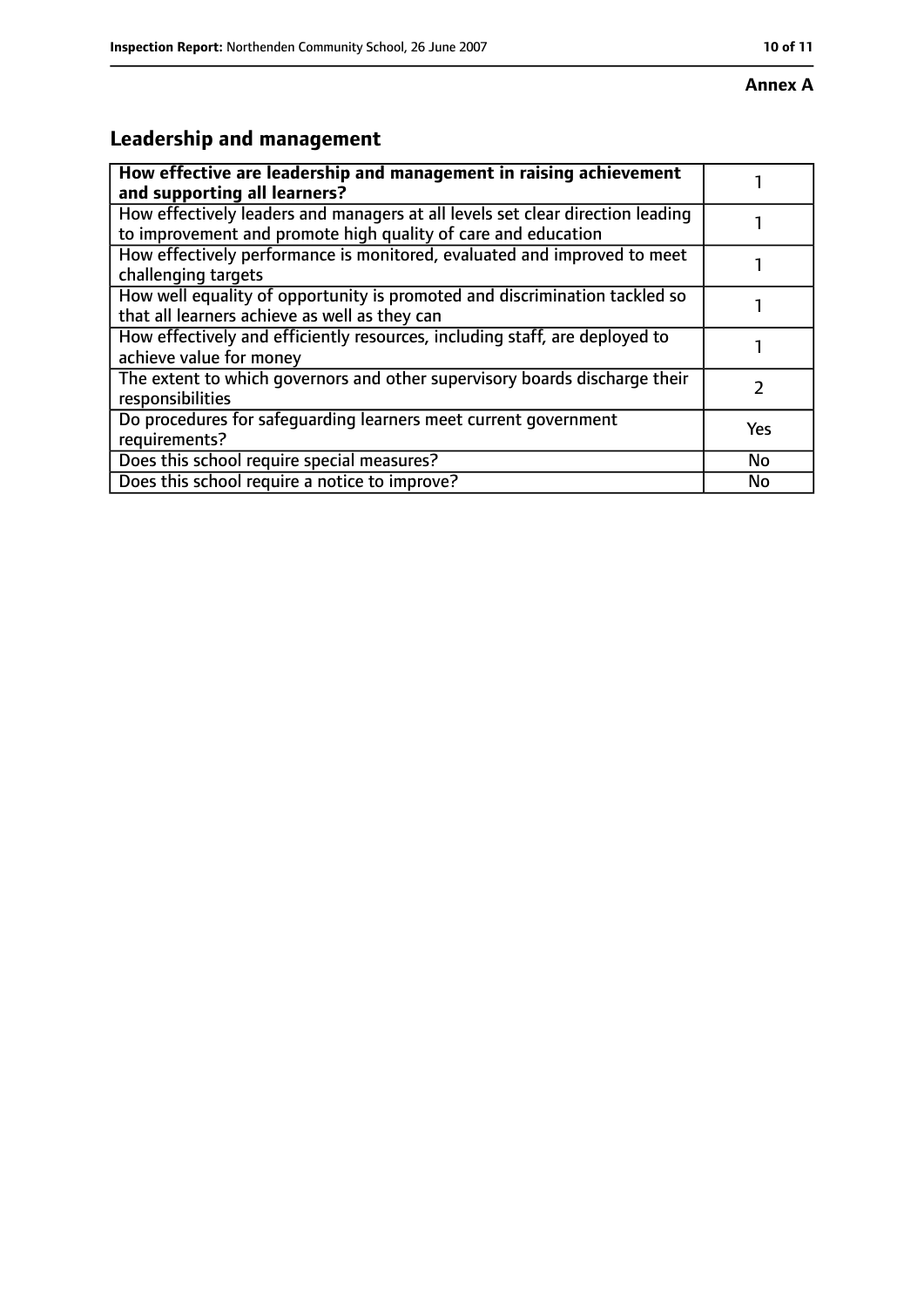**Annex A**

## Leadership and management

| **How effective are leadership and management in raising achievement and supporting all learners?** | 1 |
|---|---|
| How effectively leaders and managers at all levels set clear direction leading to improvement and promote high quality of care and education | 1 |
| How effectively performance is monitored, evaluated and improved to meet challenging targets | 1 |
| How well equality of opportunity is promoted and discrimination tackled so that all learners achieve as well as they can | 1 |
| How effectively and efficiently resources, including staff, are deployed to achieve value for money | 1 |
| The extent to which governors and other supervisory boards discharge their responsibilities | 2 |
| Do procedures for safeguarding learners meet current government requirements? | Yes |
| Does this school require special measures? | No |
| Does this school require a notice to improve? | No |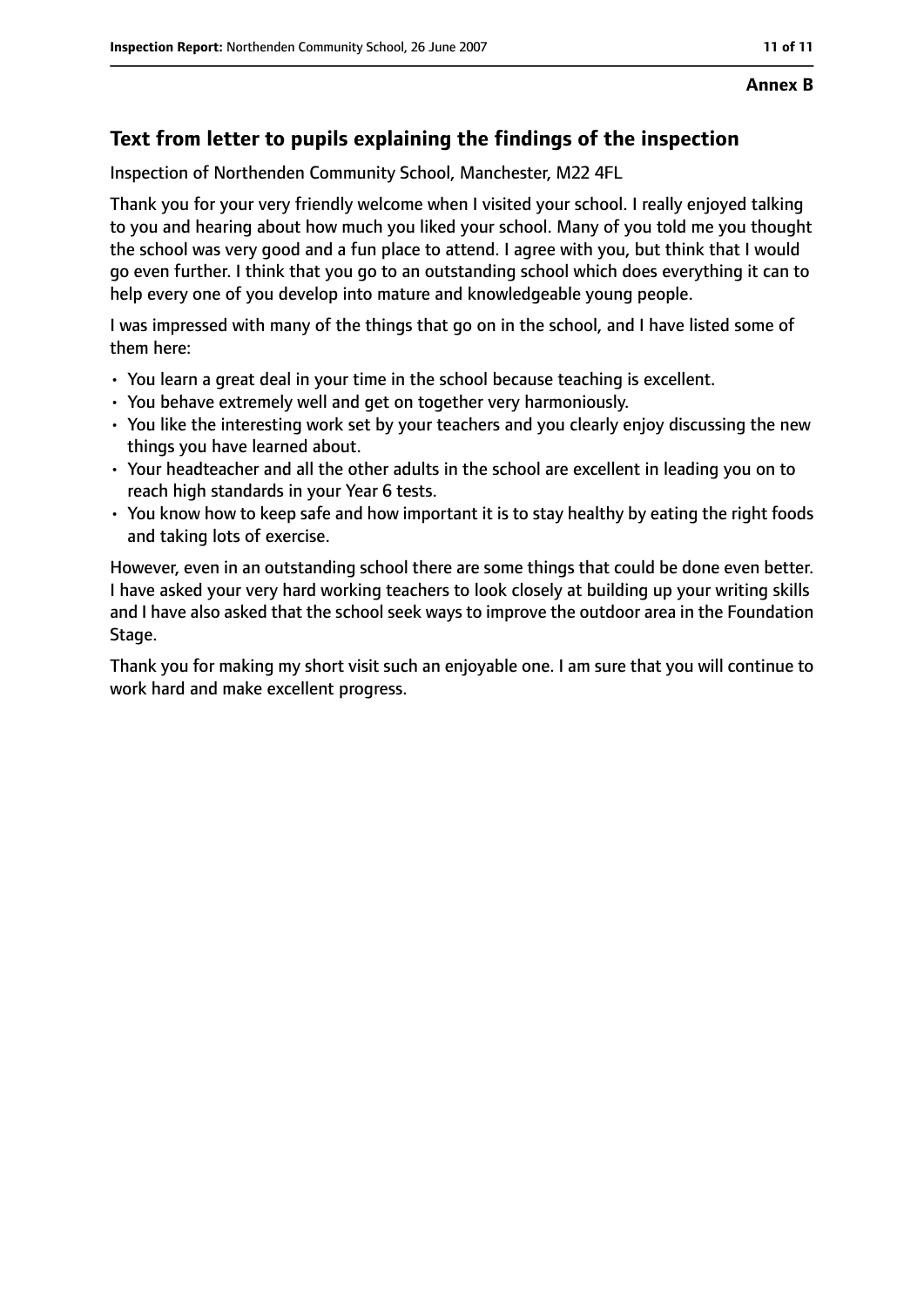**Annex B**

## Text from letter to pupils explaining the findings of the inspection

Inspection of Northenden Community School, Manchester, M22 4FL

Thank you for your very friendly welcome when I visited your school. I really enjoyed talking to you and hearing about how much you liked your school. Many of you told me you thought the school was very good and a fun place to attend. I agree with you, but think that I would go even further. I think that you go to an outstanding school which does everything it can to help every one of you develop into mature and knowledgeable young people.

I was impressed with many of the things that go on in the school, and I have listed some of them here:

- You learn a great deal in your time in the school because teaching is excellent.
- You behave extremely well and get on together very harmoniously.
- You like the interesting work set by your teachers and you clearly enjoy discussing the new things you have learned about.
- Your headteacher and all the other adults in the school are excellent in leading you on to reach high standards in your Year 6 tests.
- You know how to keep safe and how important it is to stay healthy by eating the right foods and taking lots of exercise.

However, even in an outstanding school there are some things that could be done even better. I have asked your very hard working teachers to look closely at building up your writing skills and I have also asked that the school seek ways to improve the outdoor area in the Foundation Stage.

Thank you for making my short visit such an enjoyable one. I am sure that you will continue to work hard and make excellent progress.